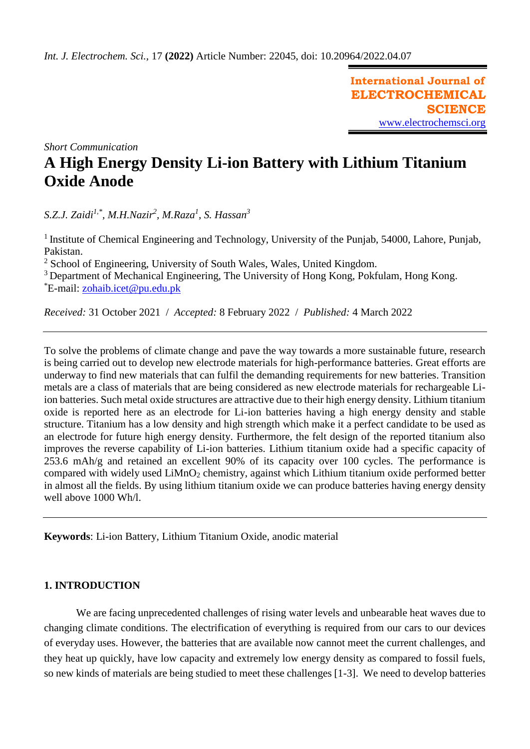*Int. J. Electrochem. Sci.*, 17 **(2022)** Article Number: 22045, doi: 10.20964/2022.04.07

**International Journal of ELECTROCHEMICAL SCIENCE**
www.electrochemsci.org

*Short Communication*

# A High Energy Density Li-ion Battery with Lithium Titanium Oxide Anode

*S.Z.J. Zaidi[1,*], M.H.Nazir[2], M.Raza[1], S. Hassan[3]*

[1] Institute of Chemical Engineering and Technology, University of the Punjab, 54000, Lahore, Punjab, Pakistan.
[2] School of Engineering, University of South Wales, Wales, United Kingdom.
[3] Department of Mechanical Engineering, The University of Hong Kong, Pokfulam, Hong Kong.
[*]E-mail: zohaib.icet@pu.edu.pk

*Received:* 31 October 2021 / *Accepted:* 8 February 2022 / *Published:* 4 March 2022

---

To solve the problems of climate change and pave the way towards a more sustainable future, research is being carried out to develop new electrode materials for high-performance batteries. Great efforts are underway to find new materials that can fulfil the demanding requirements for new batteries. Transition metals are a class of materials that are being considered as new electrode materials for rechargeable Li-ion batteries. Such metal oxide structures are attractive due to their high energy density. Lithium titanium oxide is reported here as an electrode for Li-ion batteries having a high energy density and stable structure. Titanium has a low density and high strength which make it a perfect candidate to be used as an electrode for future high energy density. Furthermore, the felt design of the reported titanium also improves the reverse capability of Li-ion batteries. Lithium titanium oxide had a specific capacity of 253.6 mAh/g and retained an excellent 90% of its capacity over 100 cycles. The performance is compared with widely used $LiMnO_2$ chemistry, against which Lithium titanium oxide performed better in almost all the fields. By using lithium titanium oxide we can produce batteries having energy density well above 1000 Wh/l.

---

**Keywords**: Li-ion Battery, Lithium Titanium Oxide, anodic material

## 1. INTRODUCTION

We are facing unprecedented challenges of rising water levels and unbearable heat waves due to changing climate conditions. The electrification of everything is required from our cars to our devices of everyday uses. However, the batteries that are available now cannot meet the current challenges, and they heat up quickly, have low capacity and extremely low energy density as compared to fossil fuels, so new kinds of materials are being studied to meet these challenges [1-3]. We need to develop batteries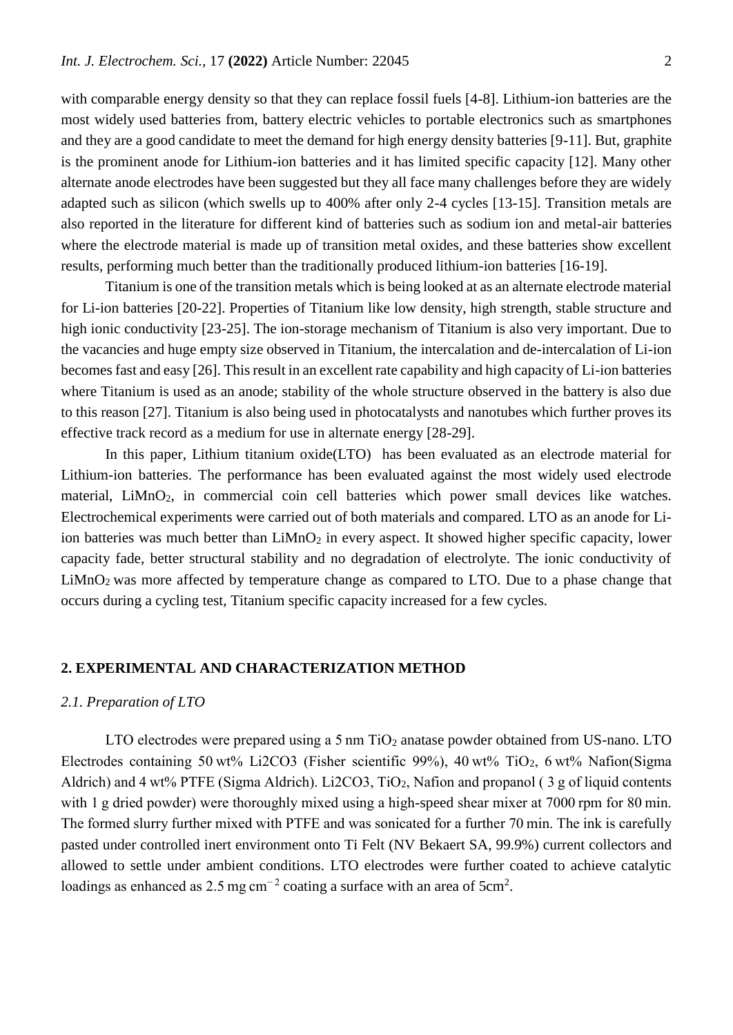with comparable energy density so that they can replace fossil fuels [4-8]. Lithium-ion batteries are the most widely used batteries from, battery electric vehicles to portable electronics such as smartphones and they are a good candidate to meet the demand for high energy density batteries [9-11]. But, graphite is the prominent anode for Lithium-ion batteries and it has limited specific capacity [12]. Many other alternate anode electrodes have been suggested but they all face many challenges before they are widely adapted such as silicon (which swells up to 400% after only 2-4 cycles [13-15]. Transition metals are also reported in the literature for different kind of batteries such as sodium ion and metal-air batteries where the electrode material is made up of transition metal oxides, and these batteries show excellent results, performing much better than the traditionally produced lithium-ion batteries [16-19].

Titanium is one of the transition metals which is being looked at as an alternate electrode material for Li-ion batteries [20-22]. Properties of Titanium like low density, high strength, stable structure and high ionic conductivity [23-25]. The ion-storage mechanism of Titanium is also very important. Due to the vacancies and huge empty size observed in Titanium, the intercalation and de-intercalation of Li-ion becomes fast and easy [26]. This result in an excellent rate capability and high capacity of Li-ion batteries where Titanium is used as an anode; stability of the whole structure observed in the battery is also due to this reason [27]. Titanium is also being used in photocatalysts and nanotubes which further proves its effective track record as a medium for use in alternate energy [28-29].

In this paper, Lithium titanium oxide(LTO) has been evaluated as an electrode material for Lithium-ion batteries. The performance has been evaluated against the most widely used electrode material, $LiMnO_2$, in commercial coin cell batteries which power small devices like watches. Electrochemical experiments were carried out of both materials and compared. LTO as an anode for Li-ion batteries was much better than $LiMnO_2$ in every aspect. It showed higher specific capacity, lower capacity fade, better structural stability and no degradation of electrolyte. The ionic conductivity of $LiMnO_2$ was more affected by temperature change as compared to LTO. Due to a phase change that occurs during a cycling test, Titanium specific capacity increased for a few cycles.

## 2. EXPERIMENTAL AND CHARACTERIZATION METHOD

### *2.1. Preparation of LTO*

LTO electrodes were prepared using a 5 nm $TiO_2$ anatase powder obtained from US-nano. LTO Electrodes containing 50 wt% Li2CO3 (Fisher scientific 99%), 40 wt% $TiO_2$, 6 wt% Nafion(Sigma Aldrich) and 4 wt% PTFE (Sigma Aldrich). Li2CO3, $TiO_2$, Nafion and propanol ( 3 g of liquid contents with 1 g dried powder) were thoroughly mixed using a high-speed shear mixer at 7000 rpm for 80 min. The formed slurry further mixed with PTFE and was sonicated for a further 70 min. The ink is carefully pasted under controlled inert environment onto Ti Felt (NV Bekaert SA, 99.9%) current collectors and allowed to settle under ambient conditions. LTO electrodes were further coated to achieve catalytic loadings as enhanced as 2.5 mg $cm^{-2}$ coating a surface with an area of 5$cm^2$.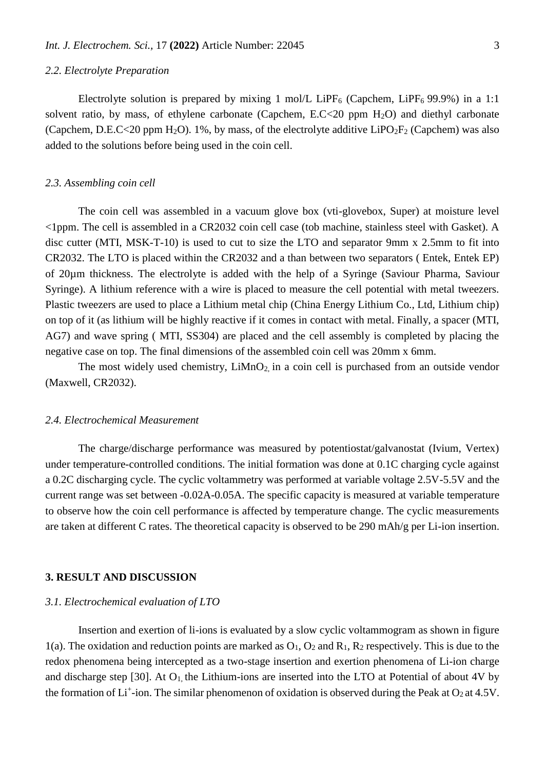### 2.2. Electrolyte Preparation

Electrolyte solution is prepared by mixing 1 mol/L $LiPF_6$ (Capchem, $LiPF_6$ 99.9%) in a 1:1 solvent ratio, by mass, of ethylene carbonate (Capchem, E.C<20 ppm $H_2O$) and diethyl carbonate (Capchem, D.E.C<20 ppm $H_2O$). 1%, by mass, of the electrolyte additive $LiPO_2F_2$ (Capchem) was also added to the solutions before being used in the coin cell.

### 2.3. Assembling coin cell

The coin cell was assembled in a vacuum glove box (vti-glovebox, Super) at moisture level <1ppm. The cell is assembled in a CR2032 coin cell case (tob machine, stainless steel with Gasket). A disc cutter (MTI, MSK-T-10) is used to cut to size the LTO and separator 9mm x 2.5mm to fit into CR2032. The LTO is placed within the CR2032 and a than between two separators ( Entek, Entek EP) of 20µm thickness. The electrolyte is added with the help of a Syringe (Saviour Pharma, Saviour Syringe). A lithium reference with a wire is placed to measure the cell potential with metal tweezers. Plastic tweezers are used to place a Lithium metal chip (China Energy Lithium Co., Ltd, Lithium chip) on top of it (as lithium will be highly reactive if it comes in contact with metal. Finally, a spacer (MTI, AG7) and wave spring ( MTI, SS304) are placed and the cell assembly is completed by placing the negative case on top. The final dimensions of the assembled coin cell was 20mm x 6mm.

The most widely used chemistry, $LiMnO_2$, in a coin cell is purchased from an outside vendor (Maxwell, CR2032).

### 2.4. Electrochemical Measurement

The charge/discharge performance was measured by potentiostat/galvanostat (Ivium, Vertex) under temperature-controlled conditions. The initial formation was done at 0.1C charging cycle against a 0.2C discharging cycle. The cyclic voltammetry was performed at variable voltage 2.5V-5.5V and the current range was set between -0.02A-0.05A. The specific capacity is measured at variable temperature to observe how the coin cell performance is affected by temperature change. The cyclic measurements are taken at different C rates. The theoretical capacity is observed to be 290 mAh/g per Li-ion insertion.

## 3. RESULT AND DISCUSSION

### 3.1. Electrochemical evaluation of LTO

Insertion and exertion of li-ions is evaluated by a slow cyclic voltammogram as shown in figure 1(a). The oxidation and reduction points are marked as $O_1$, $O_2$ and $R_1$, $R_2$ respectively. This is due to the redox phenomena being intercepted as a two-stage insertion and exertion phenomena of Li-ion charge and discharge step [30]. At $O_1$, the Lithium-ions are inserted into the LTO at Potential of about 4V by the formation of $Li^+$-ion. The similar phenomenon of oxidation is observed during the Peak at $O_2$ at 4.5V.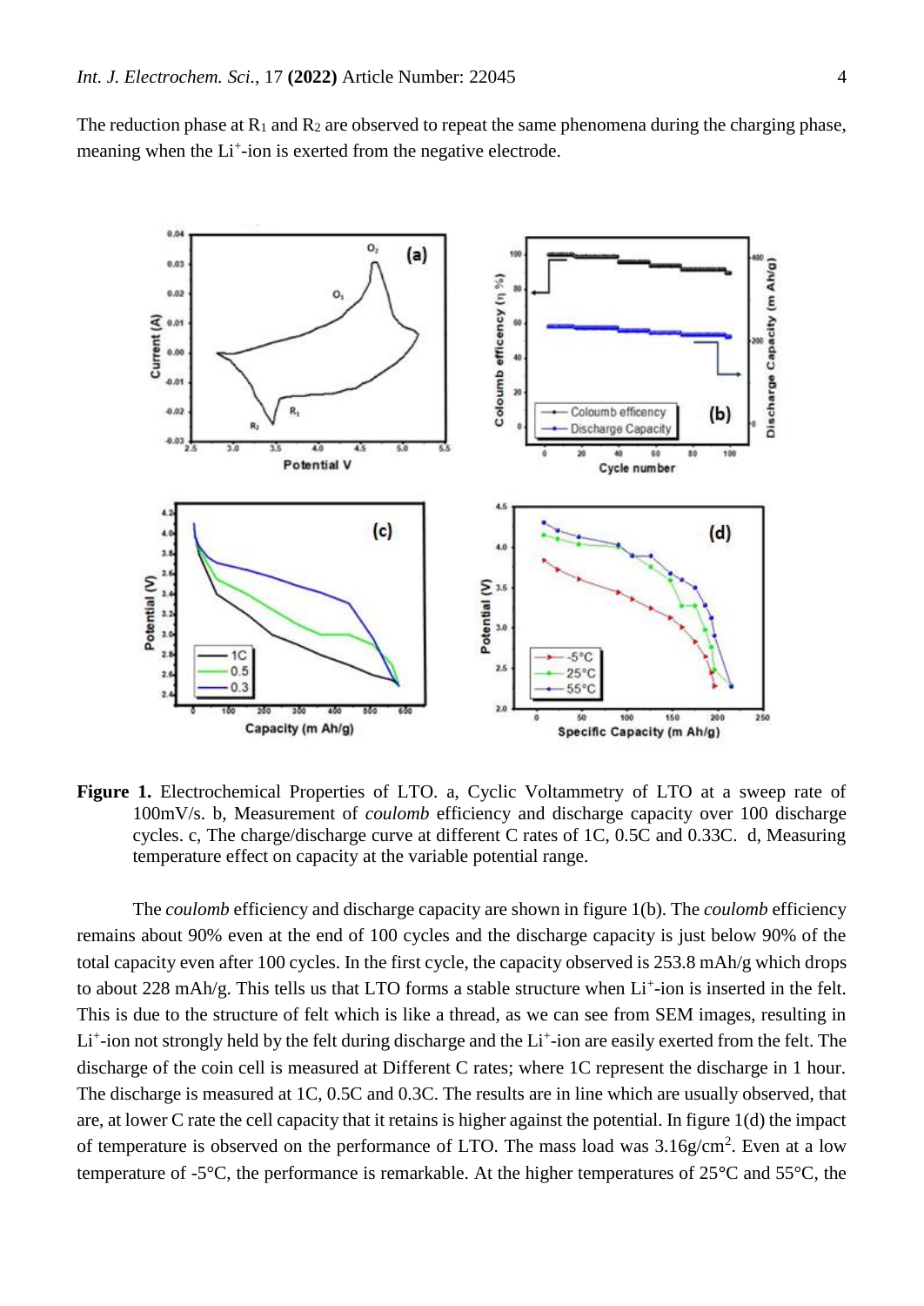The reduction phase at $R_1$ and $R_2$ are observed to repeat the same phenomena during the charging phase, meaning when the $Li^+$-ion is exerted from the negative electrode.

(a)
Current (A)
Potential V
0.04
0.03
0.02
0.01
0.00
-0.01
-0.02
-0.03
2.5
3.0
3.5
4.0
4.5
5.0
5.5
$O_2$
$O_1$
$R_1$
$R_2$

(b)
Coloumb efficency (η %)
Discharge Capacity (m Ah/g)
Cycle number
Coloumb efficency
Discharge Capacity
0
20
40
60
80
100
400
200
0

(c)
Potential (V)
Capacity (m Ah/g)
1C
0.5
0.3
4.2
4.0
3.8
3.6
3.4
3.2
3.0
2.8
2.6
2.4
100
200
300
400
500
600

(d)
Potential (V)
Specific Capacity (m Ah/g)
-5°C
25°C
55°C
4.5
4.0
3.5
3.0
2.5
2.0
0
50
100
150
200
250

**Figure 1.** Electrochemical Properties of LTO. a, Cyclic Voltammetry of LTO at a sweep rate of 100mV/s. b, Measurement of *coulomb* efficiency and discharge capacity over 100 discharge cycles. c, The charge/discharge curve at different C rates of 1C, 0.5C and 0.33C. d, Measuring temperature effect on capacity at the variable potential range.

The *coulomb* efficiency and discharge capacity are shown in figure 1(b). The *coulomb* efficiency remains about 90% even at the end of 100 cycles and the discharge capacity is just below 90% of the total capacity even after 100 cycles. In the first cycle, the capacity observed is 253.8 mAh/g which drops to about 228 mAh/g. This tells us that LTO forms a stable structure when $Li^+$-ion is inserted in the felt. This is due to the structure of felt which is like a thread, as we can see from SEM images, resulting in $Li^+$-ion not strongly held by the felt during discharge and the $Li^+$-ion are easily exerted from the felt. The discharge of the coin cell is measured at Different C rates; where 1C represent the discharge in 1 hour. The discharge is measured at 1C, 0.5C and 0.3C. The results are in line which are usually observed, that are, at lower C rate the cell capacity that it retains is higher against the potential. In figure 1(d) the impact of temperature is observed on the performance of LTO. The mass load was 3.16g/cm$^2$. Even at a low temperature of -5°C, the performance is remarkable. At the higher temperatures of 25°C and 55°C, the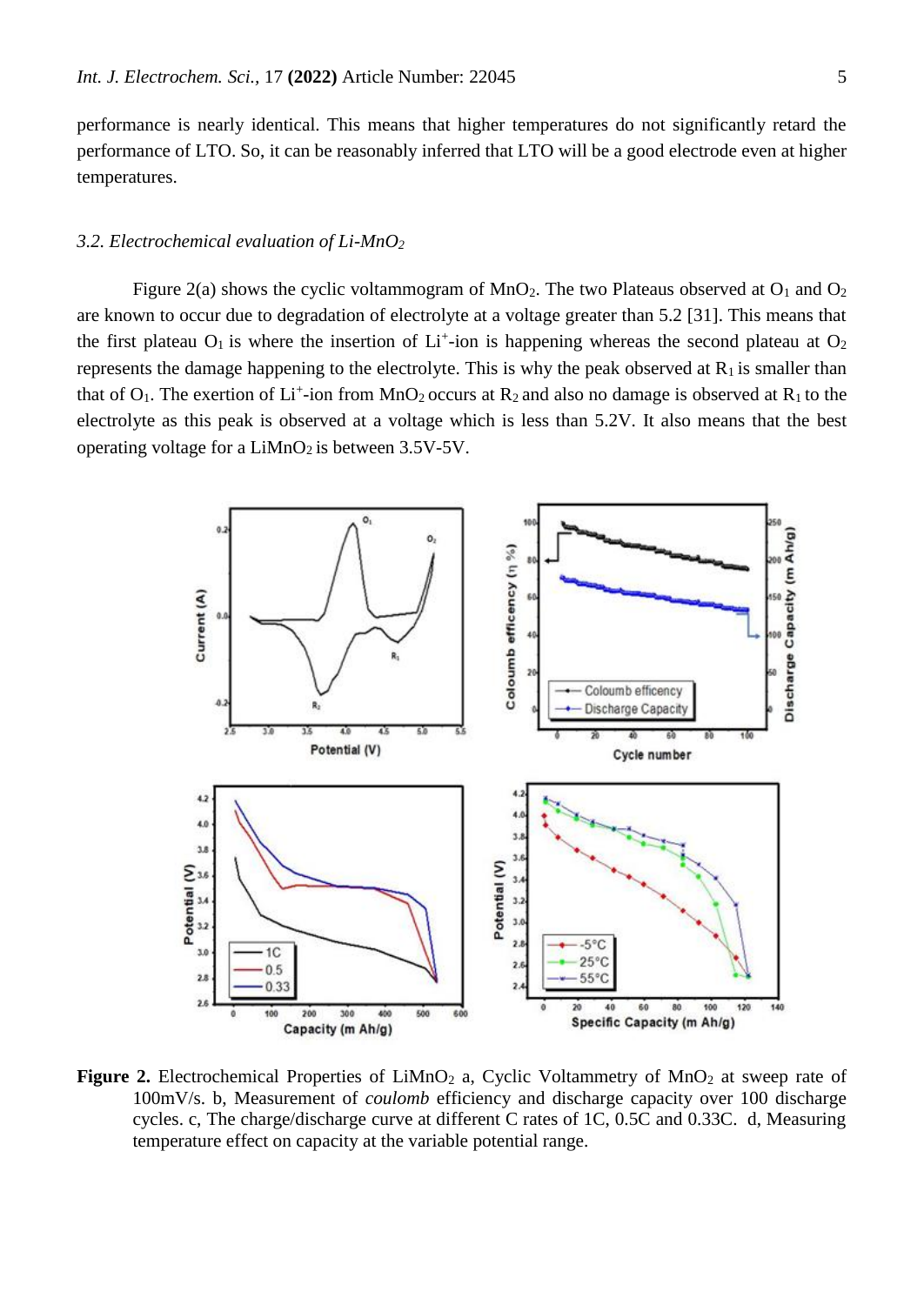performance is nearly identical. This means that higher temperatures do not significantly retard the performance of LTO. So, it can be reasonably inferred that LTO will be a good electrode even at higher temperatures.

### *3.2. Electrochemical evaluation of Li-MnO$_2$*

Figure 2(a) shows the cyclic voltammogram of MnO$_2$. The two Plateaus observed at O$_1$ and O$_2$ are known to occur due to degradation of electrolyte at a voltage greater than 5.2 [31]. This means that the first plateau O$_1$ is where the insertion of Li$^+$-ion is happening whereas the second plateau at O$_2$ represents the damage happening to the electrolyte. This is why the peak observed at R$_1$ is smaller than that of O$_1$. The exertion of Li$^+$-ion from MnO$_2$ occurs at R$_2$ and also no damage is observed at R$_1$ to the electrolyte as this peak is observed at a voltage which is less than 5.2V. It also means that the best operating voltage for a LiMnO$_2$ is between 3.5V-5V.

Current (A)
0.2
0.0
-0.2
O1
O2
R1
R2
2.5 3.0 3.5 4.0 4.5 5.0 5.5
Potential (V)

Coloumb efficency (η %)
100
80
60
40
20
0
Discharge Capacity (m Ah/g)
250
200
150
100
50
0
Coloumb efficency
Discharge Capacity
0 20 40 60 80 100
Cycle number

Potential (V)
4.2
4.0
3.8
3.6
3.4
3.2
3.0
2.8
2.6
1C
0.5
0.33
0 100 200 300 400 500 600
Capacity (m Ah/g)

Potential (V)
4.2
4.0
3.8
3.6
3.4
3.2
3.0
2.8
2.6
2.4
-5°C
25°C
55°C
0 20 40 60 80 100 120 140
Specific Capacity (m Ah/g)

**Figure 2.** Electrochemical Properties of LiMnO$_2$ a, Cyclic Voltammetry of MnO$_2$ at sweep rate of 100mV/s. b, Measurement of *coulomb* efficiency and discharge capacity over 100 discharge cycles. c, The charge/discharge curve at different C rates of 1C, 0.5C and 0.33C. d, Measuring temperature effect on capacity at the variable potential range.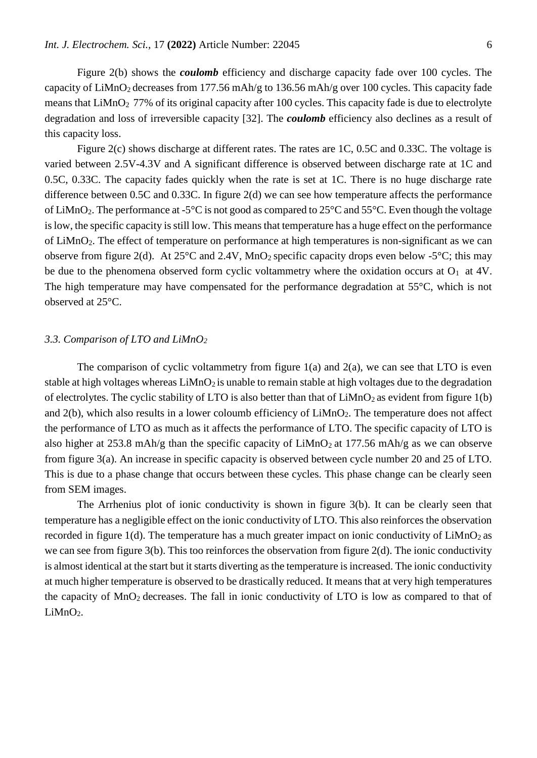Figure 2(b) shows the ***coulomb*** efficiency and discharge capacity fade over 100 cycles. The capacity of $LiMnO_2$ decreases from 177.56 mAh/g to 136.56 mAh/g over 100 cycles. This capacity fade means that $LiMnO_2$ 77% of its original capacity after 100 cycles. This capacity fade is due to electrolyte degradation and loss of irreversible capacity [32]. The ***coulomb*** efficiency also declines as a result of this capacity loss.

Figure 2(c) shows discharge at different rates. The rates are 1C, 0.5C and 0.33C. The voltage is varied between 2.5V-4.3V and A significant difference is observed between discharge rate at 1C and 0.5C, 0.33C. The capacity fades quickly when the rate is set at 1C. There is no huge discharge rate difference between 0.5C and 0.33C. In figure 2(d) we can see how temperature affects the performance of $LiMnO_2$. The performance at -5°C is not good as compared to 25°C and 55°C. Even though the voltage is low, the specific capacity is still low. This means that temperature has a huge effect on the performance of $LiMnO_2$. The effect of temperature on performance at high temperatures is non-significant as we can observe from figure 2(d). At 25°C and 2.4V, $MnO_2$ specific capacity drops even below -5°C; this may be due to the phenomena observed form cyclic voltammetry where the oxidation occurs at $O_1$ at 4V. The high temperature may have compensated for the performance degradation at 55°C, which is not observed at 25°C.

### *3.3. Comparison of LTO and $LiMnO_2$*

The comparison of cyclic voltammetry from figure 1(a) and 2(a), we can see that LTO is even stable at high voltages whereas $LiMnO_2$ is unable to remain stable at high voltages due to the degradation of electrolytes. The cyclic stability of LTO is also better than that of $LiMnO_2$ as evident from figure 1(b) and 2(b), which also results in a lower coloumb efficiency of $LiMnO_2$. The temperature does not affect the performance of LTO as much as it affects the performance of LTO. The specific capacity of LTO is also higher at 253.8 mAh/g than the specific capacity of $LiMnO_2$ at 177.56 mAh/g as we can observe from figure 3(a). An increase in specific capacity is observed between cycle number 20 and 25 of LTO. This is due to a phase change that occurs between these cycles. This phase change can be clearly seen from SEM images.

The Arrhenius plot of ionic conductivity is shown in figure 3(b). It can be clearly seen that temperature has a negligible effect on the ionic conductivity of LTO. This also reinforces the observation recorded in figure 1(d). The temperature has a much greater impact on ionic conductivity of $LiMnO_2$ as we can see from figure 3(b). This too reinforces the observation from figure 2(d). The ionic conductivity is almost identical at the start but it starts diverting as the temperature is increased. The ionic conductivity at much higher temperature is observed to be drastically reduced. It means that at very high temperatures the capacity of $MnO_2$ decreases. The fall in ionic conductivity of LTO is low as compared to that of $LiMnO_2$.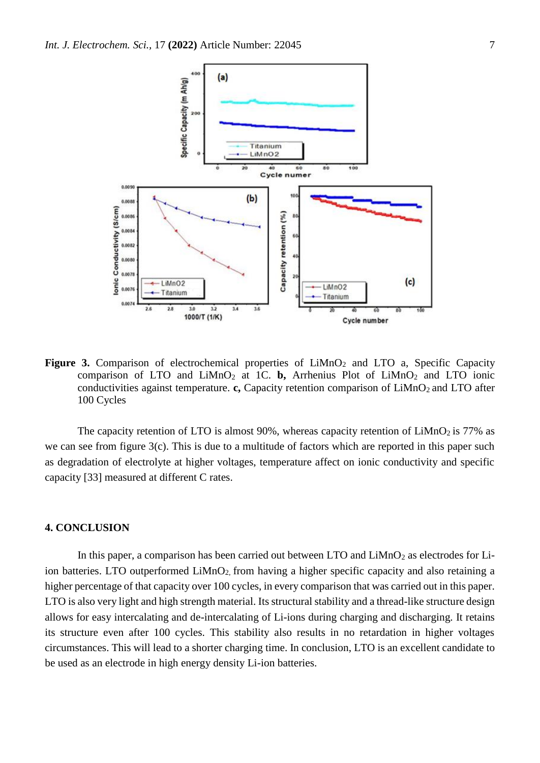(a)

Specific Capacity (m Ah/g)

400
200
0

Titanium
LiMnO2

0 20 40 60 80 100

Cycle numer

(b)

Ionic Conductivity (S/cm)

0.0090
0.0088
0.0086
0.0084
0.0082
0.0080
0.0078
0.0076
0.0074

LiMnO2
Titanium

2.6 2.8 3.0 3.2 3.4 3.6

1000/T (1/K)

(c)

Capacity retention (%)

100
80
60
40
20
0

LiMnO2
Titanium

0 20 40 60 80 100

Cycle number

**Figure 3.** Comparison of electrochemical properties of $LiMnO_2$ and LTO a, Specific Capacity comparison of LTO and $LiMnO_2$ at 1C. **b,** Arrhenius Plot of $LiMnO_2$ and LTO ionic conductivities against temperature. **c,** Capacity retention comparison of $LiMnO_2$ and LTO after 100 Cycles

The capacity retention of LTO is almost 90%, whereas capacity retention of $LiMnO_2$ is 77% as we can see from figure 3(c). This is due to a multitude of factors which are reported in this paper such as degradation of electrolyte at higher voltages, temperature affect on ionic conductivity and specific capacity [33] measured at different C rates.

## 4. CONCLUSION

In this paper, a comparison has been carried out between LTO and $LiMnO_2$ as electrodes for Li-ion batteries. LTO outperformed $LiMnO_2$, from having a higher specific capacity and also retaining a higher percentage of that capacity over 100 cycles, in every comparison that was carried out in this paper. LTO is also very light and high strength material. Its structural stability and a thread-like structure design allows for easy intercalating and de-intercalating of Li-ions during charging and discharging. It retains its structure even after 100 cycles. This stability also results in no retardation in higher voltages circumstances. This will lead to a shorter charging time. In conclusion, LTO is an excellent candidate to be used as an electrode in high energy density Li-ion batteries.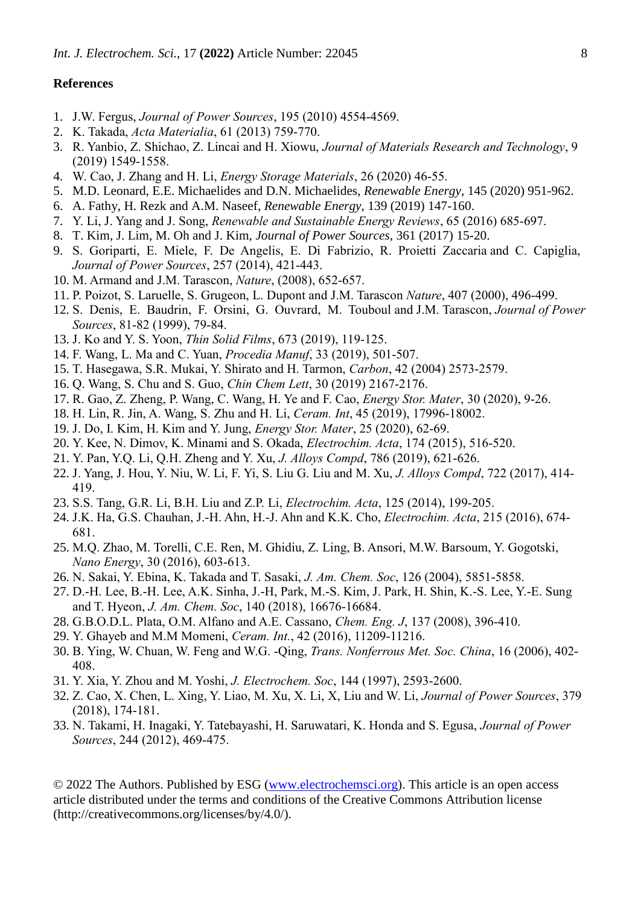## References

1. J.W. Fergus, *Journal of Power Sources*, 195 (2010) 4554-4569.
2. K. Takada, *Acta Materialia*, 61 (2013) 759-770.
3. R. Yanbio, Z. Shichao, Z. Lincai and H. Xiowu, *Journal of Materials Research and Technology*, 9 (2019) 1549-1558.
4. W. Cao, J. Zhang and H. Li, *Energy Storage Materials*, 26 (2020) 46-55.
5. M.D. Leonard, E.E. Michaelides and D.N. Michaelides, *Renewable Energy*, 145 (2020) 951-962.
6. A. Fathy, H. Rezk and A.M. Naseef, *Renewable Energy*, 139 (2019) 147-160.
7. Y. Li, J. Yang and J. Song, *Renewable and Sustainable Energy Reviews*, 65 (2016) 685-697.
8. T. Kim, J. Lim, M. Oh and J. Kim, *Journal of Power Sources*, 361 (2017) 15-20.
9. S. Goriparti, E. Miele, F. De Angelis, E. Di Fabrizio, R. Proietti Zaccaria and C. Capiglia, *Journal of Power Sources*, 257 (2014), 421-443.
10. M. Armand and J.M. Tarascon, *Nature*, (2008), 652-657.
11. P. Poizot, S. Laruelle, S. Grugeon, L. Dupont and J.M. Tarascon *Nature*, 407 (2000), 496-499.
12. S. Denis, E. Baudrin, F. Orsini, G. Ouvrard, M. Touboul and J.M. Tarascon, *Journal of Power Sources*, 81-82 (1999), 79-84.
13. J. Ko and Y. S. Yoon, *Thin Solid Films*, 673 (2019), 119-125.
14. F. Wang, L. Ma and C. Yuan, *Procedia Manuf*, 33 (2019), 501-507.
15. T. Hasegawa, S.R. Mukai, Y. Shirato and H. Tarmon, *Carbon*, 42 (2004) 2573-2579.
16. Q. Wang, S. Chu and S. Guo, *Chin Chem Lett*, 30 (2019) 2167-2176.
17. R. Gao, Z. Zheng, P. Wang, C. Wang, H. Ye and F. Cao, *Energy Stor. Mater*, 30 (2020), 9-26.
18. H. Lin, R. Jin, A. Wang, S. Zhu and H. Li, *Ceram. Int*, 45 (2019), 17996-18002.
19. J. Do, I. Kim, H. Kim and Y. Jung, *Energy Stor. Mater*, 25 (2020), 62-69.
20. Y. Kee, N. Dimov, K. Minami and S. Okada, *Electrochim. Acta*, 174 (2015), 516-520.
21. Y. Pan, Y.Q. Li, Q.H. Zheng and Y. Xu, *J. Alloys Compd*, 786 (2019), 621-626.
22. J. Yang, J. Hou, Y. Niu, W. Li, F. Yi, S. Liu G. Liu and M. Xu, *J. Alloys Compd*, 722 (2017), 414-419.
23. S.S. Tang, G.R. Li, B.H. Liu and Z.P. Li, *Electrochim. Acta*, 125 (2014), 199-205.
24. J.K. Ha, G.S. Chauhan, J.-H. Ahn, H.-J. Ahn and K.K. Cho, *Electrochim. Acta*, 215 (2016), 674-681.
25. M.Q. Zhao, M. Torelli, C.E. Ren, M. Ghidiu, Z. Ling, B. Ansori, M.W. Barsoum, Y. Gogotski, *Nano Energy*, 30 (2016), 603-613.
26. N. Sakai, Y. Ebina, K. Takada and T. Sasaki, *J. Am. Chem. Soc*, 126 (2004), 5851-5858.
27. D.-H. Lee, B.-H. Lee, A.K. Sinha, J.-H, Park, M.-S. Kim, J. Park, H. Shin, K.-S. Lee, Y.-E. Sung and T. Hyeon, *J. Am. Chem. Soc*, 140 (2018), 16676-16684.
28. G.B.O.D.L. Plata, O.M. Alfano and A.E. Cassano, *Chem. Eng. J*, 137 (2008), 396-410.
29. Y. Ghayeb and M.M Momeni, *Ceram. Int.*, 42 (2016), 11209-11216.
30. B. Ying, W. Chuan, W. Feng and W.G. -Qing, *Trans. Nonferrous Met. Soc. China*, 16 (2006), 402-408.
31. Y. Xia, Y. Zhou and M. Yoshi, *J. Electrochem. Soc*, 144 (1997), 2593-2600.
32. Z. Cao, X. Chen, L. Xing, Y. Liao, M. Xu, X. Li, X, Liu and W. Li, *Journal of Power Sources*, 379 (2018), 174-181.
33. N. Takami, H. Inagaki, Y. Tatebayashi, H. Saruwatari, K. Honda and S. Egusa, *Journal of Power Sources*, 244 (2012), 469-475.

© 2022 The Authors. Published by ESG (www.electrochemsci.org). This article is an open access article distributed under the terms and conditions of the Creative Commons Attribution license (http://creativecommons.org/licenses/by/4.0/).